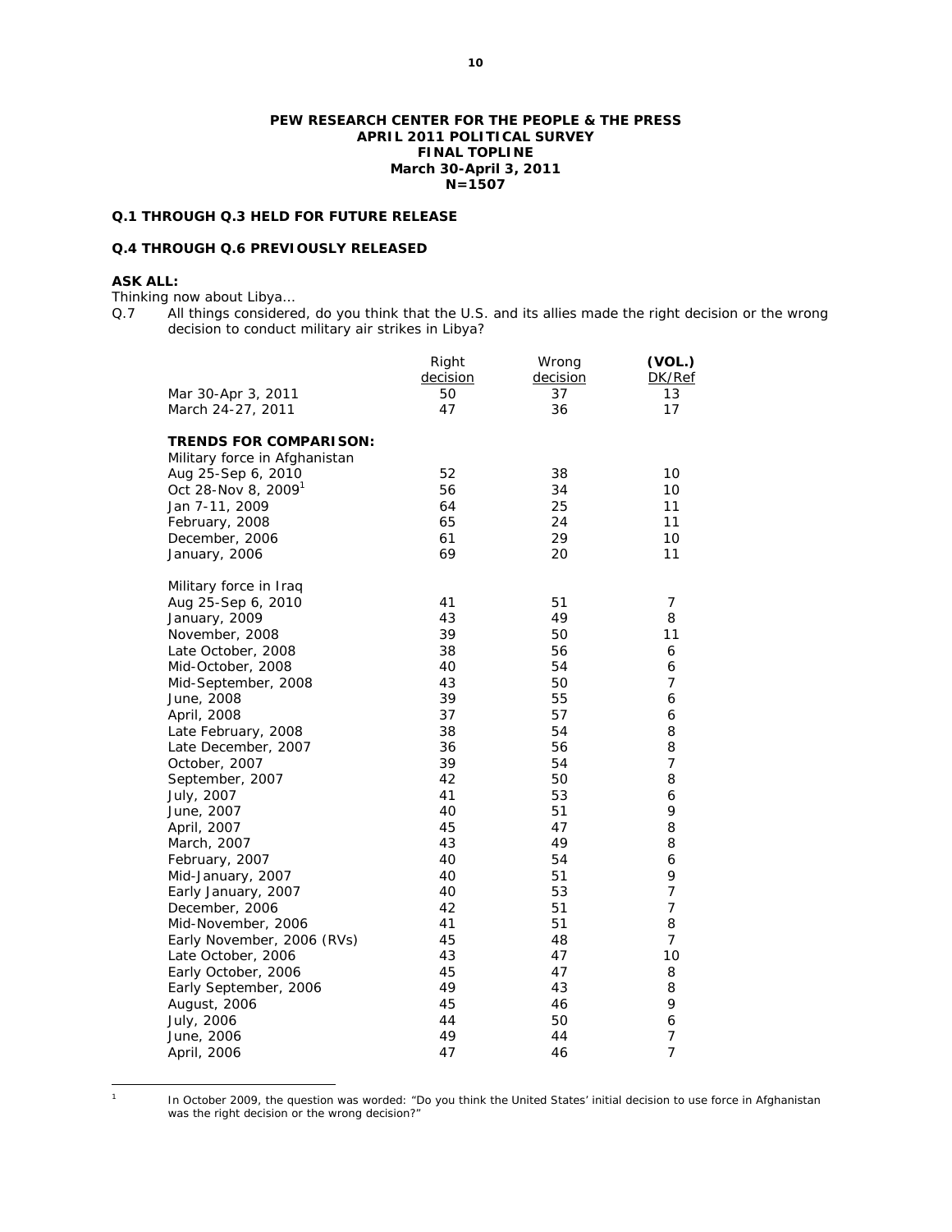**PEW RESEARCH CENTER FOR THE PEOPLE & THE PRESS**
**APRIL 2011 POLITICAL SURVEY**
**FINAL TOPLINE**
**March 30-April 3, 2011**
**N=1507**

**Q.1 THROUGH Q.3 HELD FOR FUTURE RELEASE**

**Q.4 THROUGH Q.6 PREVIOUSLY RELEASED**

**ASK ALL:**
*Thinking now about Libya…*

Q.7 All things considered, do you think that the U.S. and its allies made the right decision or the wrong decision to conduct military air strikes in Libya?

| | Right decision | Wrong decision | (VOL.) DK/Ref |
|---|---|---|---|
| Mar 30-Apr 3, 2011 | 50 | 37 | 13 |
| March 24-27, 2011 | 47 | 36 | 17 |
| **TRENDS FOR COMPARISON:** | | | |
| Military force in Afghanistan | | | |
| Aug 25-Sep 6, 2010 | 52 | 38 | 10 |
| Oct 28-Nov 8, 2009[1] | 56 | 34 | 10 |
| Jan 7-11, 2009 | 64 | 25 | 11 |
| February, 2008 | 65 | 24 | 11 |
| December, 2006 | 61 | 29 | 10 |
| January, 2006 | 69 | 20 | 11 |
| Military force in Iraq | | | |
| Aug 25-Sep 6, 2010 | 41 | 51 | 7 |
| January, 2009 | 43 | 49 | 8 |
| November, 2008 | 39 | 50 | 11 |
| Late October, 2008 | 38 | 56 | 6 |
| Mid-October, 2008 | 40 | 54 | 6 |
| Mid-September, 2008 | 43 | 50 | 7 |
| June, 2008 | 39 | 55 | 6 |
| April, 2008 | 37 | 57 | 6 |
| Late February, 2008 | 38 | 54 | 8 |
| Late December, 2007 | 36 | 56 | 8 |
| October, 2007 | 39 | 54 | 7 |
| September, 2007 | 42 | 50 | 8 |
| July, 2007 | 41 | 53 | 6 |
| June, 2007 | 40 | 51 | 9 |
| April, 2007 | 45 | 47 | 8 |
| March, 2007 | 43 | 49 | 8 |
| February, 2007 | 40 | 54 | 6 |
| Mid-January, 2007 | 40 | 51 | 9 |
| Early January, 2007 | 40 | 53 | 7 |
| December, 2006 | 42 | 51 | 7 |
| Mid-November, 2006 | 41 | 51 | 8 |
| Early November, 2006 (RVs) | 45 | 48 | 7 |
| Late October, 2006 | 43 | 47 | 10 |
| Early October, 2006 | 45 | 47 | 8 |
| Early September, 2006 | 49 | 43 | 8 |
| August, 2006 | 45 | 46 | 9 |
| July, 2006 | 44 | 50 | 6 |
| June, 2006 | 49 | 44 | 7 |
| April, 2006 | 47 | 46 | 7 |

[1] In October 2009, the question was worded: "Do you think the United States' initial decision to use force in Afghanistan was the right decision or the wrong decision?"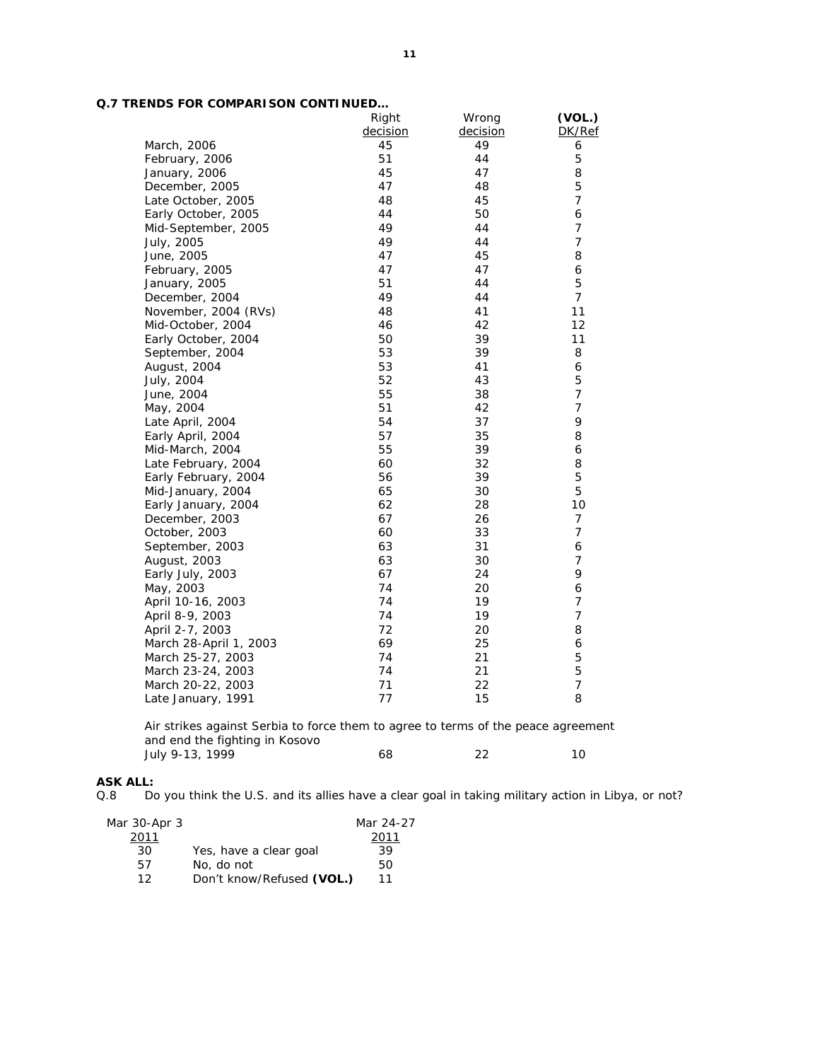**Q.7 TRENDS FOR COMPARISON CONTINUED…**

| | Right decision | Wrong decision | (VOL.) DK/Ref |
|---|---|---|---|
| March, 2006 | 45 | 49 | 6 |
| February, 2006 | 51 | 44 | 5 |
| January, 2006 | 45 | 47 | 8 |
| December, 2005 | 47 | 48 | 5 |
| Late October, 2005 | 48 | 45 | 7 |
| Early October, 2005 | 44 | 50 | 6 |
| Mid-September, 2005 | 49 | 44 | 7 |
| July, 2005 | 49 | 44 | 7 |
| June, 2005 | 47 | 45 | 8 |
| February, 2005 | 47 | 47 | 6 |
| January, 2005 | 51 | 44 | 5 |
| December, 2004 | 49 | 44 | 7 |
| November, 2004 (RVs) | 48 | 41 | 11 |
| Mid-October, 2004 | 46 | 42 | 12 |
| Early October, 2004 | 50 | 39 | 11 |
| September, 2004 | 53 | 39 | 8 |
| August, 2004 | 53 | 41 | 6 |
| July, 2004 | 52 | 43 | 5 |
| June, 2004 | 55 | 38 | 7 |
| May, 2004 | 51 | 42 | 7 |
| Late April, 2004 | 54 | 37 | 9 |
| Early April, 2004 | 57 | 35 | 8 |
| Mid-March, 2004 | 55 | 39 | 6 |
| Late February, 2004 | 60 | 32 | 8 |
| Early February, 2004 | 56 | 39 | 5 |
| Mid-January, 2004 | 65 | 30 | 5 |
| Early January, 2004 | 62 | 28 | 10 |
| December, 2003 | 67 | 26 | 7 |
| October, 2003 | 60 | 33 | 7 |
| September, 2003 | 63 | 31 | 6 |
| August, 2003 | 63 | 30 | 7 |
| Early July, 2003 | 67 | 24 | 9 |
| May, 2003 | 74 | 20 | 6 |
| April 10-16, 2003 | 74 | 19 | 7 |
| April 8-9, 2003 | 74 | 19 | 7 |
| April 2-7, 2003 | 72 | 20 | 8 |
| March 28-April 1, 2003 | 69 | 25 | 6 |
| March 25-27, 2003 | 74 | 21 | 5 |
| March 23-24, 2003 | 74 | 21 | 5 |
| March 20-22, 2003 | 71 | 22 | 7 |
| Late January, 1991 | 77 | 15 | 8 |
| *Air strikes against Serbia to force them to agree to terms of the peace agreement and end the fighting in Kosovo* | | | |
| July 9-13, 1999 | 68 | 22 | 10 |

**ASK ALL:**

Q.8 Do you think the U.S. and its allies have a clear goal in taking military action in Libya, or not?

| Mar 30-Apr 3 2011 | | Mar 24-27 2011 |
|---|---|---|
| 30 | Yes, have a clear goal | 39 |
| 57 | No, do not | 50 |
| 12 | Don't know/Refused **(VOL.)** | 11 |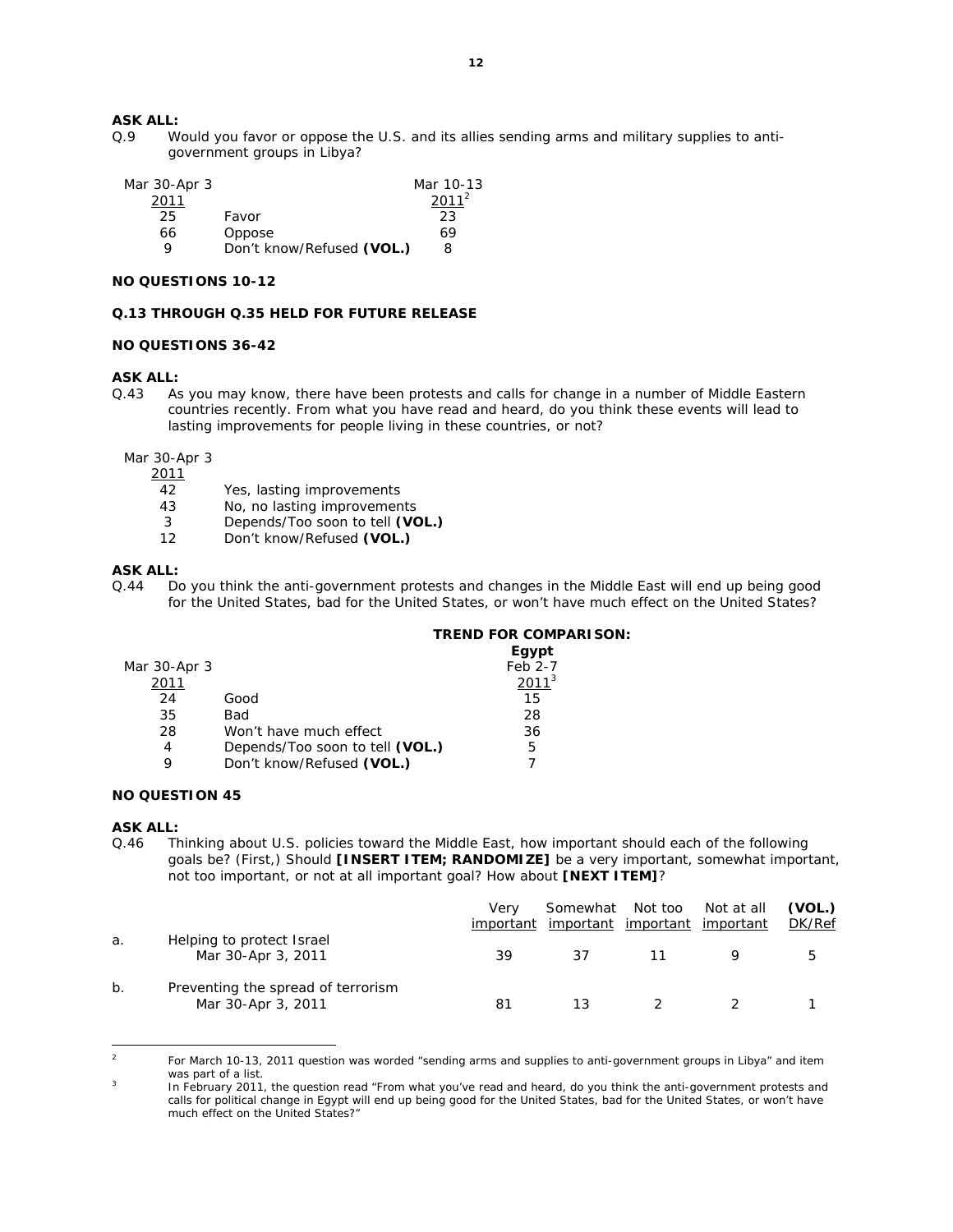**ASK ALL:**

Q.9 Would you favor or oppose the U.S. and its allies sending arms and military supplies to anti-government groups in Libya?

| Mar 30-Apr 3 2011 | | Mar 10-13 2011[2] |
|---|---|---|
| 25 | Favor | 23 |
| 66 | Oppose | 69 |
| 9 | Don't know/Refused **(VOL.)** | 8 |

**NO QUESTIONS 10-12**

**Q.13 THROUGH Q.35 HELD FOR FUTURE RELEASE**

**NO QUESTIONS 36-42**

**ASK ALL:**

Q.43 As you may know, there have been protests and calls for change in a number of Middle Eastern countries recently. From what you have read and heard, do you think these events will lead to lasting improvements for people living in these countries, or not?

| Mar 30-Apr 3 2011 | |
|---|---|
| 42 | Yes, lasting improvements |
| 43 | No, no lasting improvements |
| 3 | Depends/Too soon to tell **(VOL.)** |
| 12 | Don't know/Refused **(VOL.)** |

**ASK ALL:**

Q.44 Do you think the anti-government protests and changes in the Middle East will end up being good for the United States, bad for the United States, or won't have much effect on the United States?

| Mar 30-Apr 3 2011 | | **TREND FOR COMPARISON:** **Egypt** Feb 2-7 2011[3] |
|---|---|---|
| 24 | Good | 15 |
| 35 | Bad | 28 |
| 28 | Won't have much effect | 36 |
| 4 | Depends/Too soon to tell **(VOL.)** | 5 |
| 9 | Don't know/Refused **(VOL.)** | 7 |

**NO QUESTION 45**

**ASK ALL:**

Q.46 Thinking about U.S. policies toward the Middle East, how important should each of the following goals be? (First,) Should **[INSERT ITEM; RANDOMIZE]** be a very important, somewhat important, not too important, or not at all important goal? How about **[NEXT ITEM]**?

| | | Very important | Somewhat important | Not too important | Not at all important | **(VOL.)** DK/Ref |
|---|---|---|---|---|---|---|
| a. | Helping to protect Israel<br>Mar 30-Apr 3, 2011 | 39 | 37 | 11 | 9 | 5 |
| b. | Preventing the spread of terrorism<br>Mar 30-Apr 3, 2011 | 81 | 13 | 2 | 2 | 1 |

---

[2] For March 10-13, 2011 question was worded "sending arms and supplies to anti-government groups in Libya" and item was part of a list.

[3] In February 2011, the question read "From what you've read and heard, do you think the anti-government protests and calls for political change in Egypt will end up being good for the United States, bad for the United States, or won't have much effect on the United States?"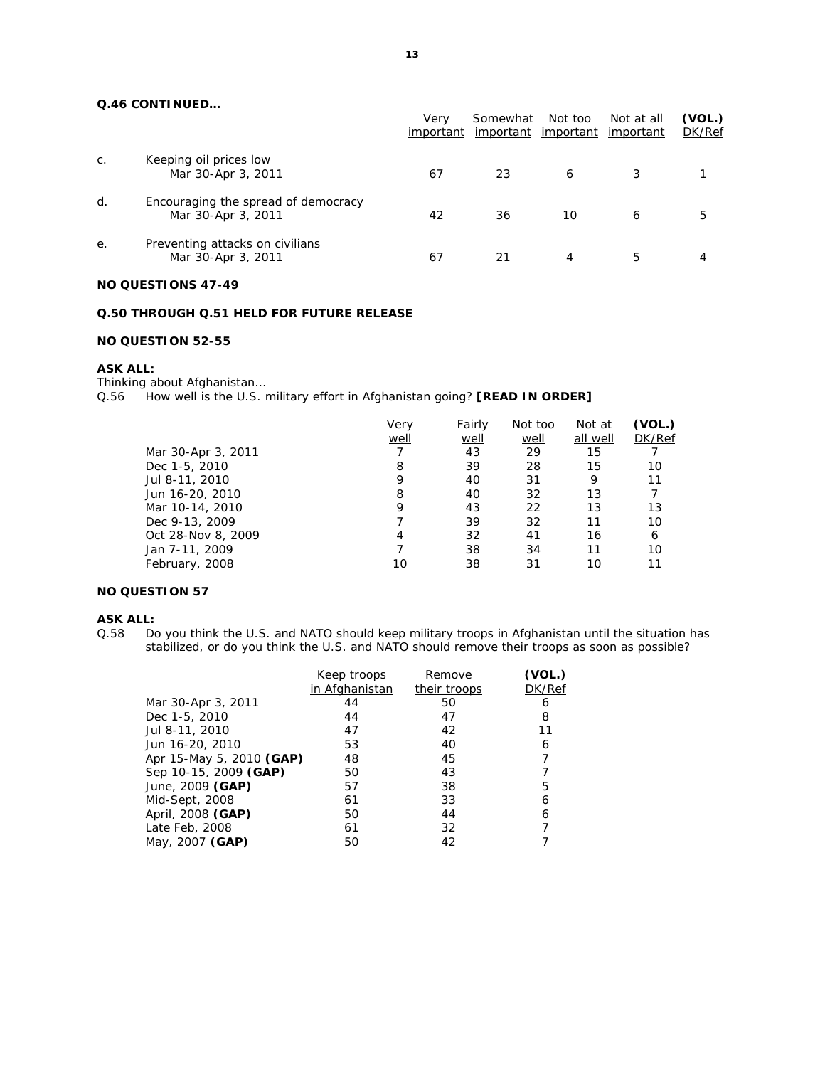**Q.46 CONTINUED…**

| | | Very important | Somewhat important | Not too important | Not at all important | **(VOL.)** DK/Ref |
|---|---|---|---|---|---|---|
| c. | Keeping oil prices low | | | | | |
| | Mar 30-Apr 3, 2011 | 67 | 23 | 6 | 3 | 1 |
| d. | Encouraging the spread of democracy | | | | | |
| | Mar 30-Apr 3, 2011 | 42 | 36 | 10 | 6 | 5 |
| e. | Preventing attacks on civilians | | | | | |
| | Mar 30-Apr 3, 2011 | 67 | 21 | 4 | 5 | 4 |

**NO QUESTIONS 47-49**

**Q.50 THROUGH Q.51 HELD FOR FUTURE RELEASE**

**NO QUESTION 52-55**

**ASK ALL:**
*Thinking about Afghanistan…*
Q.56 How well is the U.S. military effort in Afghanistan going? **[READ IN ORDER]**

| | Very well | Fairly well | Not too well | Not at all well | **(VOL.)** DK/Ref |
|---|---|---|---|---|---|
| Mar 30-Apr 3, 2011 | 7 | 43 | 29 | 15 | 7 |
| Dec 1-5, 2010 | 8 | 39 | 28 | 15 | 10 |
| Jul 8-11, 2010 | 9 | 40 | 31 | 9 | 11 |
| Jun 16-20, 2010 | 8 | 40 | 32 | 13 | 7 |
| Mar 10-14, 2010 | 9 | 43 | 22 | 13 | 13 |
| Dec 9-13, 2009 | 7 | 39 | 32 | 11 | 10 |
| Oct 28-Nov 8, 2009 | 4 | 32 | 41 | 16 | 6 |
| Jan 7-11, 2009 | 7 | 38 | 34 | 11 | 10 |
| February, 2008 | 10 | 38 | 31 | 10 | 11 |

**NO QUESTION 57**

**ASK ALL:**
Q.58 Do you think the U.S. and NATO should keep military troops in Afghanistan until the situation has stabilized, or do you think the U.S. and NATO should remove their troops as soon as possible?

| | Keep troops in Afghanistan | Remove their troops | **(VOL.)** DK/Ref |
|---|---|---|---|
| Mar 30-Apr 3, 2011 | 44 | 50 | 6 |
| Dec 1-5, 2010 | 44 | 47 | 8 |
| Jul 8-11, 2010 | 47 | 42 | 11 |
| Jun 16-20, 2010 | 53 | 40 | 6 |
| Apr 15-May 5, 2010 **(GAP)** | 48 | 45 | 7 |
| Sep 10-15, 2009 **(GAP)** | 50 | 43 | 7 |
| June, 2009 **(GAP)** | 57 | 38 | 5 |
| Mid-Sept, 2008 | 61 | 33 | 6 |
| April, 2008 **(GAP)** | 50 | 44 | 6 |
| Late Feb, 2008 | 61 | 32 | 7 |
| May, 2007 **(GAP)** | 50 | 42 | 7 |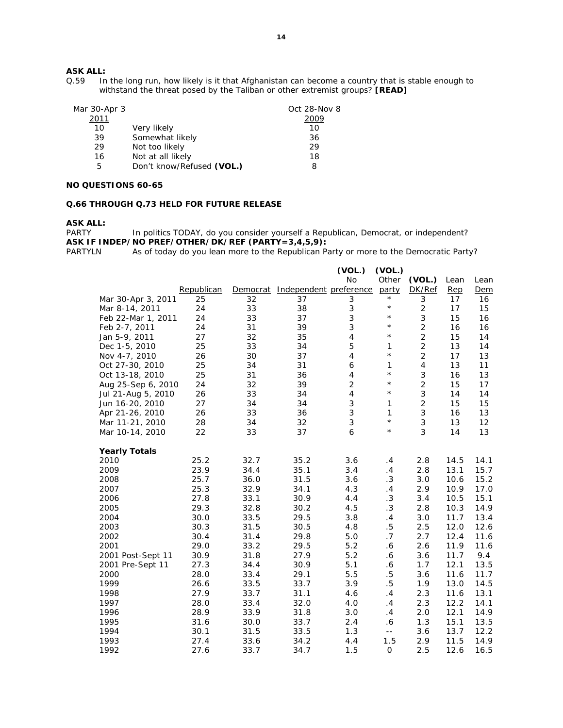**ASK ALL:**

Q.59 In the long run, how likely is it that Afghanistan can become a country that is stable enough to withstand the threat posed by the Taliban or other extremist groups? **[READ]**

| Mar 30-Apr 3 2011 | | Oct 28-Nov 8 2009 |
|---|---|---|
| 10 | Very likely | 10 |
| 39 | Somewhat likely | 36 |
| 29 | Not too likely | 29 |
| 16 | Not at all likely | 18 |
| 5 | Don't know/Refused **(VOL.)** | 8 |

**NO QUESTIONS 60-65**

**Q.66 THROUGH Q.73 HELD FOR FUTURE RELEASE**

**ASK ALL:**

PARTY In politics TODAY, do you consider yourself a Republican, Democrat, or independent?

**ASK IF INDEP/NO PREF/OTHER/DK/REF (PARTY=3,4,5,9):**

PARTYLN As of today do you lean more to the Republican Party or more to the Democratic Party?

| | Republican | Democrat | Independent | (VOL.) No preference | (VOL.) Other party | (VOL.) DK/Ref | Lean Rep | Lean Dem |
|---|---|---|---|---|---|---|---|---|
| Mar 30-Apr 3, 2011 | 25 | 32 | 37 | 3 | * | 3 | 17 | 16 |
| Mar 8-14, 2011 | 24 | 33 | 38 | 3 | * | 2 | 17 | 15 |
| Feb 22-Mar 1, 2011 | 24 | 33 | 37 | 3 | * | 3 | 15 | 16 |
| Feb 2-7, 2011 | 24 | 31 | 39 | 3 | * | 2 | 16 | 16 |
| Jan 5-9, 2011 | 27 | 32 | 35 | 4 | * | 2 | 15 | 14 |
| Dec 1-5, 2010 | 25 | 33 | 34 | 5 | 1 | 2 | 13 | 14 |
| Nov 4-7, 2010 | 26 | 30 | 37 | 4 | * | 2 | 17 | 13 |
| Oct 27-30, 2010 | 25 | 34 | 31 | 6 | 1 | 4 | 13 | 11 |
| Oct 13-18, 2010 | 25 | 31 | 36 | 4 | * | 3 | 16 | 13 |
| Aug 25-Sep 6, 2010 | 24 | 32 | 39 | 2 | * | 2 | 15 | 17 |
| Jul 21-Aug 5, 2010 | 26 | 33 | 34 | 4 | * | 3 | 14 | 14 |
| Jun 16-20, 2010 | 27 | 34 | 34 | 3 | 1 | 2 | 15 | 15 |
| Apr 21-26, 2010 | 26 | 33 | 36 | 3 | 1 | 3 | 16 | 13 |
| Mar 11-21, 2010 | 28 | 34 | 32 | 3 | * | 3 | 13 | 12 |
| Mar 10-14, 2010 | 22 | 33 | 37 | 6 | * | 3 | 14 | 13 |
| **Yearly Totals** | | | | | | | | |
| 2010 | 25.2 | 32.7 | 35.2 | 3.6 | .4 | 2.8 | 14.5 | 14.1 |
| 2009 | 23.9 | 34.4 | 35.1 | 3.4 | .4 | 2.8 | 13.1 | 15.7 |
| 2008 | 25.7 | 36.0 | 31.5 | 3.6 | .3 | 3.0 | 10.6 | 15.2 |
| 2007 | 25.3 | 32.9 | 34.1 | 4.3 | .4 | 2.9 | 10.9 | 17.0 |
| 2006 | 27.8 | 33.1 | 30.9 | 4.4 | .3 | 3.4 | 10.5 | 15.1 |
| 2005 | 29.3 | 32.8 | 30.2 | 4.5 | .3 | 2.8 | 10.3 | 14.9 |
| 2004 | 30.0 | 33.5 | 29.5 | 3.8 | .4 | 3.0 | 11.7 | 13.4 |
| 2003 | 30.3 | 31.5 | 30.5 | 4.8 | .5 | 2.5 | 12.0 | 12.6 |
| 2002 | 30.4 | 31.4 | 29.8 | 5.0 | .7 | 2.7 | 12.4 | 11.6 |
| 2001 | 29.0 | 33.2 | 29.5 | 5.2 | .6 | 2.6 | 11.9 | 11.6 |
| 2001 Post-Sept 11 | 30.9 | 31.8 | 27.9 | 5.2 | .6 | 3.6 | 11.7 | 9.4 |
| 2001 Pre-Sept 11 | 27.3 | 34.4 | 30.9 | 5.1 | .6 | 1.7 | 12.1 | 13.5 |
| 2000 | 28.0 | 33.4 | 29.1 | 5.5 | .5 | 3.6 | 11.6 | 11.7 |
| 1999 | 26.6 | 33.5 | 33.7 | 3.9 | .5 | 1.9 | 13.0 | 14.5 |
| 1998 | 27.9 | 33.7 | 31.1 | 4.6 | .4 | 2.3 | 11.6 | 13.1 |
| 1997 | 28.0 | 33.4 | 32.0 | 4.0 | .4 | 2.3 | 12.2 | 14.1 |
| 1996 | 28.9 | 33.9 | 31.8 | 3.0 | .4 | 2.0 | 12.1 | 14.9 |
| 1995 | 31.6 | 30.0 | 33.7 | 2.4 | .6 | 1.3 | 15.1 | 13.5 |
| 1994 | 30.1 | 31.5 | 33.5 | 1.3 | -- | 3.6 | 13.7 | 12.2 |
| 1993 | 27.4 | 33.6 | 34.2 | 4.4 | 1.5 | 2.9 | 11.5 | 14.9 |
| 1992 | 27.6 | 33.7 | 34.7 | 1.5 | 0 | 2.5 | 12.6 | 16.5 |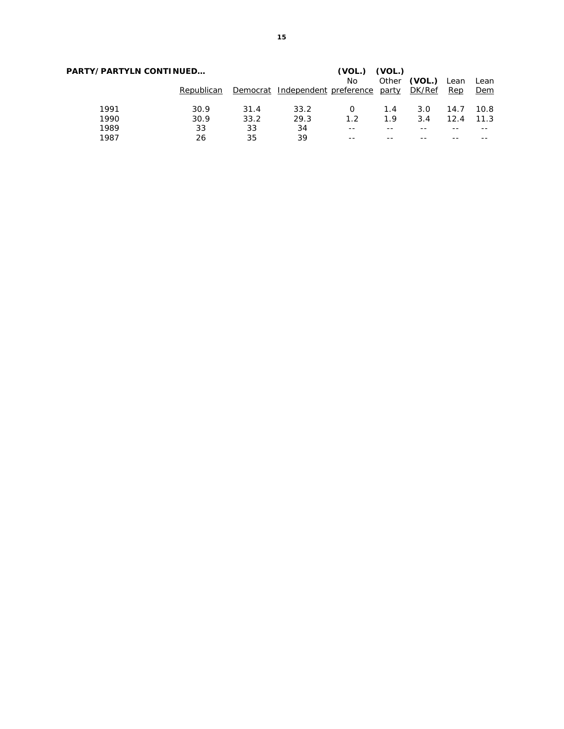**PARTY/PARTYLN CONTINUED…**

| | Republican | Democrat | Independent | (VOL.) No preference | (VOL.) Other party | (VOL.) DK/Ref | Lean Rep | Lean Dem |
|---|---|---|---|---|---|---|---|---|
| 1991 | 30.9 | 31.4 | 33.2 | 0 | 1.4 | 3.0 | 14.7 | 10.8 |
| 1990 | 30.9 | 33.2 | 29.3 | 1.2 | 1.9 | 3.4 | 12.4 | 11.3 |
| 1989 | 33 | 33 | 34 | -- | -- | -- | -- | -- |
| 1987 | 26 | 35 | 39 | -- | -- | -- | -- | -- |